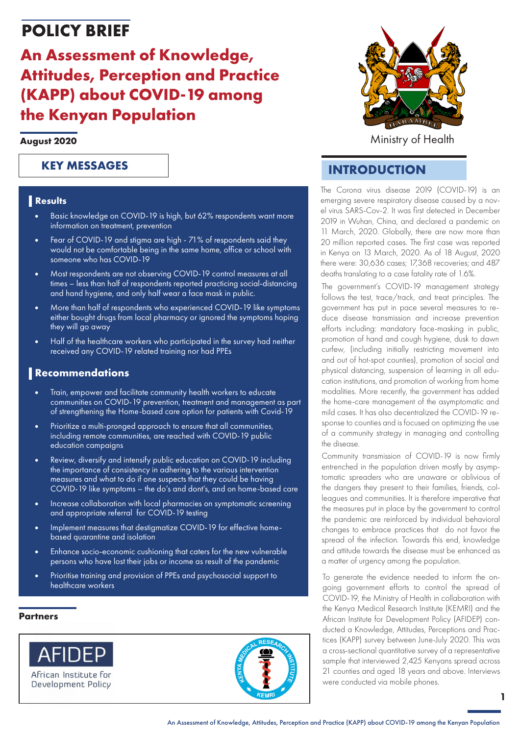# POLICY BRIEF

## An Assessment of Knowledge, Attitudes, Perception and Practice (KAPP) about COVID-19 among the Kenyan Population

**August 2020**

Ministry of Health

## KEY MESSAGES

### Results

- Basic knowledge on COVID-19 is high, but 62% respondents want more information on treatment, prevention
- Fear of COVID-19 and stigma are high - 71% of respondents said they would not be comfortable being in the same home, office or school with someone who has COVID-19
- Most respondents are not observing COVID-19 control measures at all times – less than half of respondents reported practicing social-distancing and hand hygiene, and only half wear a face mask in public.
- More than half of respondents who experienced COVID-19 like symptoms either bought drugs from local pharmacy or ignored the symptoms hoping they will go away
- Half of the healthcare workers who participated in the survey had neither received any COVID-19 related training nor had PPEs

### Recommendations

- Train, empower and facilitate community health workers to educate communities on COVID-19 prevention, treatment and management as part of strengthening the Home-based care option for patients with Covid-19
- Prioritize a multi-pronged approach to ensure that all communities, including remote communities, are reached with COVID-19 public education campaigns
- Review, diversify and intensify public education on COVID-19 including the importance of consistency in adhering to the various intervention measures and what to do if one suspects that they could be having COVID-19 like symptoms – the do's and dont's, and on home-based care
- Increase collaboration with local pharmacies on symptomatic screening and appropriate referral for COVID-19 testing
- Implement measures that destigmatize COVID-19 for effective home-based quarantine and isolation
- Enhance socio-economic cushioning that caters for the new vulnerable persons who have lost their jobs or income as result of the pandemic
- Prioritise training and provision of PPEs and psychosocial support to healthcare workers

### Partners

AFIDEP – African Institute for Development Policy

Kenya Medical Research Institute (KEMRI)

## INTRODUCTION

The Corona virus disease 2019 (COVID-19) is an emerging severe respiratory disease caused by a novel virus SARS-Cov-2. It was first detected in December 2019 in Wuhan, China, and declared a pandemic on 11 March, 2020. Globally, there are now more than 20 million reported cases. The first case was reported in Kenya on 13 March, 2020. As of 18 August, 2020 there were: 30,636 cases; 17,368 recoveries; and 487 deaths translating to a case fatality rate of 1.6%.

The government's COVID-19 management strategy follows the test, trace/track, and treat principles. The government has put in pace several measures to reduce disease transmission and increase prevention efforts including: mandatory face-masking in public, promotion of hand and cough hygiene, dusk to dawn curfew, (including initially restricting movement into and out of hot-spot counties), promotion of social and physical distancing, suspension of learning in all education institutions, and promotion of working from home modalities. More recently, the government has added the home-care management of the asymptomatic and mild cases. It has also decentralized the COVID-19 response to counties and is focused on optimizing the use of a community strategy in managing and controlling the disease.

Community transmission of COVID-19 is now firmly entrenched in the population driven mostly by asymptomatic spreaders who are unaware or oblivious of the dangers they present to their families, friends, colleagues and communities. It is therefore imperative that the measures put in place by the government to control the pandemic are reinforced by individual behavioral changes to embrace practices that do not favor the spread of the infection. Towards this end, knowledge and attitude towards the disease must be enhanced as a matter of urgency among the population.

To generate the evidence needed to inform the ongoing government efforts to control the spread of COVID-19, the Ministry of Health in collaboration with the Kenya Medical Research Institute (KEMRI) and the African Institute for Development Policy (AFIDEP) conducted a Knowledge, Attitudes, Perceptions and Practices (KAPP) survey between June-July 2020. This was a cross-sectional quantitative survey of a representative sample that interviewed 2,425 Kenyans spread across 21 counties and aged 18 years and above. Interviews were conducted via mobile phones.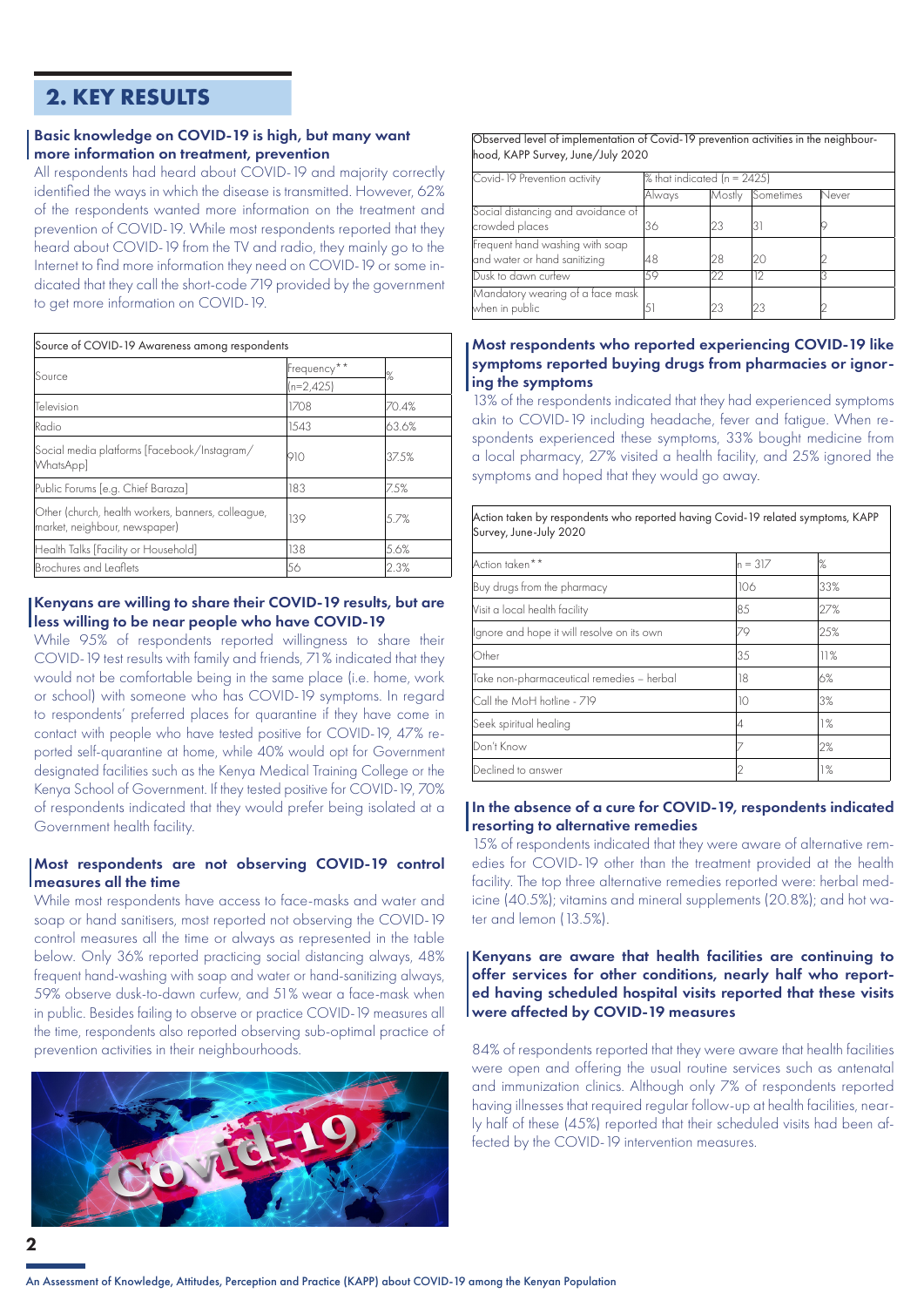## 2. KEY RESULTS

### Basic knowledge on COVID-19 is high, but many want more information on treatment, prevention

All respondents had heard about COVID-19 and majority correctly identified the ways in which the disease is transmitted. However, 62% of the respondents wanted more information on the treatment and prevention of COVID-19. While most respondents reported that they heard about COVID-19 from the TV and radio, they mainly go to the Internet to find more information they need on COVID-19 or some indicated that they call the short-code 719 provided by the government to get more information on COVID-19.

Source of COVID-19 Awareness among respondents

| Source | Frequency** (n=2,425) | % |
|---|---|---|
| Television | 1708 | 70.4% |
| Radio | 1543 | 63.6% |
| Social media platforms [Facebook/Instagram/WhatsApp] | 910 | 37.5% |
| Public Forums [e.g. Chief Baraza] | 183 | 7.5% |
| Other (church, health workers, banners, colleague, market, neighbour, newspaper) | 139 | 5.7% |
| Health Talks [Facility or Household] | 138 | 5.6% |
| Brochures and Leaflets | 56 | 2.3% |

### Kenyans are willing to share their COVID-19 results, but are less willing to be near people who have COVID-19

While 95% of respondents reported willingness to share their COVID-19 test results with family and friends, 71% indicated that they would not be comfortable being in the same place (i.e. home, work or school) with someone who has COVID-19 symptoms. In regard to respondents' preferred places for quarantine if they have come in contact with people who have tested positive for COVID-19, 47% reported self-quarantine at home, while 40% would opt for Government designated facilities such as the Kenya Medical Training College or the Kenya School of Government. If they tested positive for COVID-19, 70% of respondents indicated that they would prefer being isolated at a Government health facility.

### Most respondents are not observing COVID-19 control measures all the time

While most respondents have access to face-masks and water and soap or hand sanitisers, most reported not observing the COVID-19 control measures all the time or always as represented in the table below. Only 36% reported practicing social distancing always, 48% frequent hand-washing with soap and water or hand-sanitizing always, 59% observe dusk-to-dawn curfew, and 51% wear a face-mask when in public. Besides failing to observe or practice COVID-19 measures all the time, respondents also reported observing sub-optimal practice of prevention activities in their neighbourhoods.

Observed level of implementation of Covid-19 prevention activities in the neighbourhood, KAPP Survey, June/July 2020

| Covid-19 Prevention activity | % that indicated (n = 2425) | | | |
|---|---|---|---|---|
| | Always | Mostly | Sometimes | Never |
| Social distancing and avoidance of crowded places | 36 | 23 | 31 | 9 |
| Frequent hand washing with soap and water or hand sanitizing | 48 | 28 | 20 | 2 |
| Dusk to dawn curfew | 59 | 22 | 12 | 3 |
| Mandatory wearing of a face mask when in public | 51 | 23 | 23 | 2 |

### Most respondents who reported experiencing COVID-19 like symptoms reported buying drugs from pharmacies or ignoring the symptoms

13% of the respondents indicated that they had experienced symptoms akin to COVID-19 including headache, fever and fatigue. When respondents experienced these symptoms, 33% bought medicine from a local pharmacy, 27% visited a health facility, and 25% ignored the symptoms and hoped that they would go away.

Action taken by respondents who reported having Covid-19 related symptoms, KAPP Survey, June-July 2020

| Action taken** | n = 317 | % |
|---|---|---|
| Buy drugs from the pharmacy | 106 | 33% |
| Visit a local health facility | 85 | 27% |
| Ignore and hope it will resolve on its own | 79 | 25% |
| Other | 35 | 11% |
| Take non-pharmaceutical remedies – herbal | 18 | 6% |
| Call the MoH hotline - 719 | 10 | 3% |
| Seek spiritual healing | 4 | 1% |
| Don't Know | 7 | 2% |
| Declined to answer | 2 | 1% |

### In the absence of a cure for COVID-19, respondents indicated resorting to alternative remedies

15% of respondents indicated that they were aware of alternative remedies for COVID-19 other than the treatment provided at the health facility. The top three alternative remedies reported were: herbal medicine (40.5%); vitamins and mineral supplements (20.8%); and hot water and lemon (13.5%).

### Kenyans are aware that health facilities are continuing to offer services for other conditions, nearly half who reported having scheduled hospital visits reported that these visits were affected by COVID-19 measures

84% of respondents reported that they were aware that health facilities were open and offering the usual routine services such as antenatal and immunization clinics. Although only 7% of respondents reported having illnesses that required regular follow-up at health facilities, nearly half of these (45%) reported that their scheduled visits had been affected by the COVID-19 intervention measures.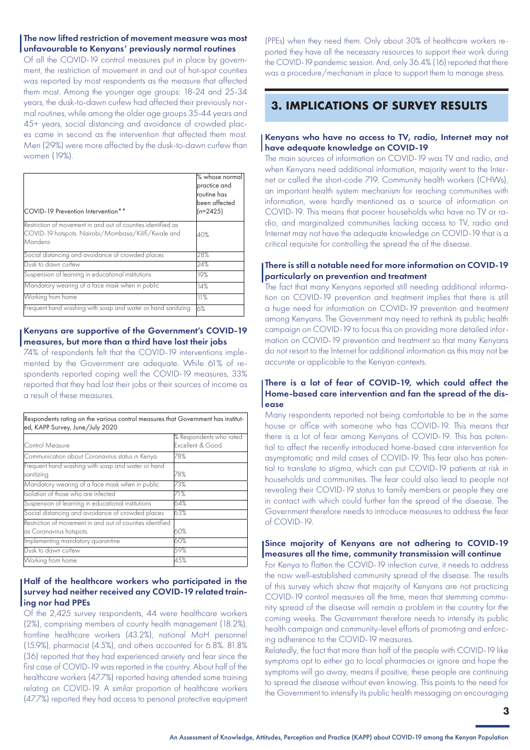### The now lifted restriction of movement measure was most unfavourable to Kenyans' previously normal routines

Of all the COVID-19 control measures put in place by government, the restriction of movement in and out of hot-spot counties was reported by most respondents as the measure that affected them most. Among the younger age groups: 18-24 and 25-34 years, the dusk-to-dawn curfew had affected their previously normal routines, while among the older age groups 35-44 years and 45+ years, social distancing and avoidance of crowded places came in second as the intervention that affected them most. Men (29%) were more affected by the dusk-to-dawn curfew than women (19%).

| COVID-19 Prevention Intervention** | % whose normal practice and routine has been affected (n=2425) |
|---|---|
| Restriction of movement in and out of counties identified as COVID-19 hotspots. Nairobi/Mombasa/Kilifi/Kwale and Mandera | 40% |
| Social distancing and avoidance of crowded places | 28% |
| Dusk to dawn curfew | 24% |
| Suspension of learning in educational institutions | 19% |
| Mandatory wearing of a face mask when in public | 14% |
| Working from home | 11% |
| Frequent hand washing with soap and water or hand sanitizing | 6% |

### Kenyans are supportive of the Government's COVID-19 measures, but more than a third have lost their jobs

74% of respondents felt that the COVID-19 interventions implemented by the Government are adequate. While 61% of respondents reported coping well the COVID-19 measures, 33% reported that they had lost their jobs or their sources of income as a result of these measures.

| Respondents rating on the various control measures that Government has instituted, KAPP Survey, June/July 2020 | |
|---|---|
| Control Measure | % Respondents who rated Excellent & Good |
| Communication about Coronavirus status in Kenya | 78% |
| Frequent hand washing with soap and water or hand sanitizing | 78% |
| Mandatory wearing of a face mask when in public | 73% |
| Isolation of those who are infected | 71% |
| Suspension of learning in educational institutions | 64% |
| Social distancing and avoidance of crowded places | 63% |
| Restriction of movement in and out of counties identified as Coronavirus hotspots. | 60% |
| Implementing mandatory quarantine | 60% |
| Dusk to dawn curfew | 59% |
| Working from home | 45% |

### Half of the healthcare workers who participated in the survey had neither received any COVID-19 related training nor had PPEs

Of the 2,425 survey respondents, 44 were healthcare workers (2%), comprising members of county health management (18.2%), frontline healthcare workers (43.2%), national MoH personnel (15.9%), pharmacist (4.5%), and others accounted for 6.8%. 81.8% (36) reported that they had experienced anxiety and fear since the first case of COVID-19 was reported in the country. About half of the healthcare workers (47.7%) reported having attended some training relating on COVID-19. A similar proportion of healthcare workers (47.7%) reported they had access to personal protective equipment (PPEs) when they need them. Only about 30% of healthcare workers reported they have all the necessary resources to support their work during the COVID-19 pandemic session. And, only 36.4% (16) reported that there was a procedure/mechanism in place to support them to manage stress.

## 3. IMPLICATIONS OF SURVEY RESULTS

### Kenyans who have no access to TV, radio, Internet may not have adequate knowledge on COVID-19

The main sources of information on COVID-19 was TV and radio, and when Kenyans need additional information, majority went to the Internet or called the short-code 719. Community health workers (CHWs), an important health system mechanism for reaching communities with information, were hardly mentioned as a source of information on COVID-19. This means that poorer households who have no TV or radio, and marginalized communities lacking access to TV, radio and Internet may not have the adequate knowledge on COVID-19 that is a critical requisite for controlling the spread the of the disease.

### There is still a notable need for more information on COVID-19 particularly on prevention and treatment

The fact that many Kenyans reported still needing additional information on COVID-19 prevention and treatment implies that there is still a huge need for information on COVID-19 prevention and treatment among Kenyans. The Government may need to rethink its public health campaign on COVID-19 to focus this on providing more detailed information on COVID-19 prevention and treatment so that many Kenyans do not resort to the Internet for additional information as this may not be accurate or applicable to the Kenyan contexts.

### There is a lot of fear of COVID-19, which could affect the Home-based care intervention and fan the spread of the disease

Many respondents reported not being comfortable to be in the same house or office with someone who has COVID-19. This means that there is a lot of fear among Kenyans of COVID-19. This has potential to affect the recently introduced home-based care intervention for asymptomatic and mild cases of COVID-19. This fear also has potential to translate to stigma, which can put COVID-19 patients at risk in households and communities. The fear could also lead to people not revealing their COVID-19 status to family members or people they are in contact with which could further fan the spread of the disease. The Government therefore needs to introduce measures to address the fear of COVID-19.

### Since majority of Kenyans are not adhering to COVID-19 measures all the time, community transmission will continue

For Kenya to flatten the COVID-19 infection curve, it needs to address the now well-established community spread of the disease. The results of this survey which show that majority of Kenyans are not practicing COVID-19 control measures all the time, mean that stemming community spread of the disease will remain a problem in the country for the coming weeks. The Government therefore needs to intensify its public health campaign and community-level efforts of promoting and enforcing adherence to the COVID-19 measures.

Relatedly, the fact that more than half of the people with COVID-19 like symptoms opt to either go to local pharmacies or ignore and hope the symptoms will go away, means if positive, these people are continuing to spread the disease without even knowing. This points to the need for the Government to intensify its public health messaging on encouraging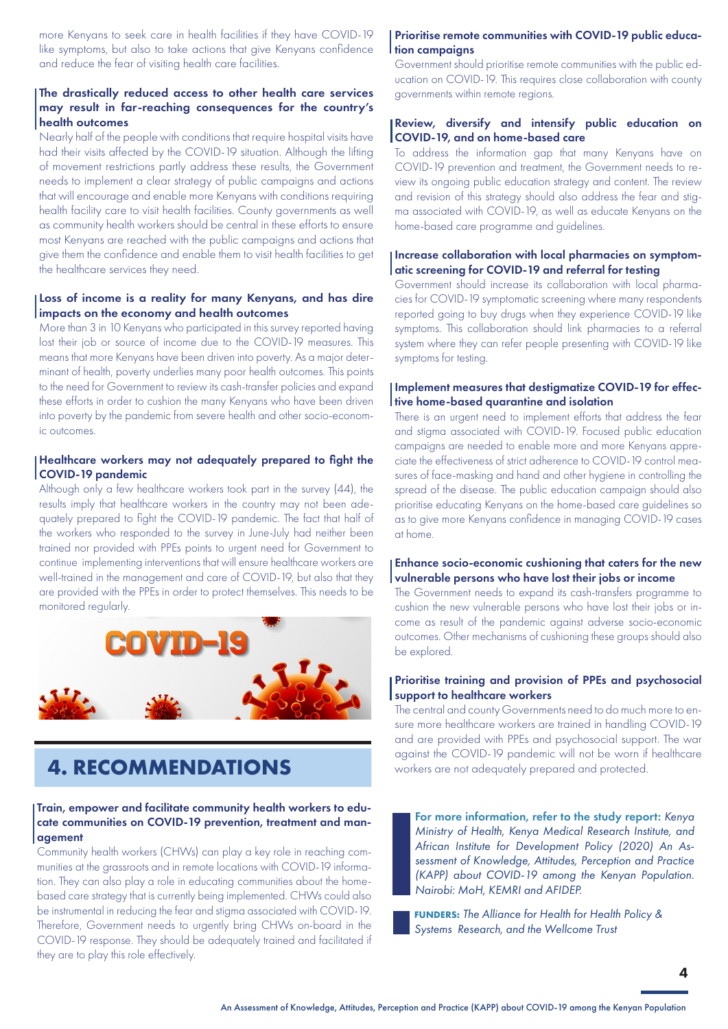more Kenyans to seek care in health facilities if they have COVID-19 like symptoms, but also to take actions that give Kenyans confidence and reduce the fear of visiting health care facilities.

### The drastically reduced access to other health care services may result in far-reaching consequences for the country's health outcomes

Nearly half of the people with conditions that require hospital visits have had their visits affected by the COVID-19 situation. Although the lifting of movement restrictions partly address these results, the Government needs to implement a clear strategy of public campaigns and actions that will encourage and enable more Kenyans with conditions requiring health facility care to visit health facilities. County governments as well as community health workers should be central in these efforts to ensure most Kenyans are reached with the public campaigns and actions that give them the confidence and enable them to visit health facilities to get the healthcare services they need.

### Loss of income is a reality for many Kenyans, and has dire impacts on the economy and health outcomes

More than 3 in 10 Kenyans who participated in this survey reported having lost their job or source of income due to the COVID-19 measures. This means that more Kenyans have been driven into poverty. As a major determinant of health, poverty underlies many poor health outcomes. This points to the need for Government to review its cash-transfer policies and expand these efforts in order to cushion the many Kenyans who have been driven into poverty by the pandemic from severe health and other socio-economic outcomes.

### Healthcare workers may not adequately prepared to fight the COVID-19 pandemic

Although only a few healthcare workers took part in the survey (44), the results imply that healthcare workers in the country may not been adequately prepared to fight the COVID-19 pandemic. The fact that half of the workers who responded to the survey in June-July had neither been trained nor provided with PPEs points to urgent need for Government to continue implementing interventions that will ensure healthcare workers are well-trained in the management and care of COVID-19, but also that they are provided with the PPEs in order to protect themselves. This needs to be monitored regularly.

## 4. RECOMMENDATIONS

### Train, empower and facilitate community health workers to educate communities on COVID-19 prevention, treatment and management

Community health workers (CHWs) can play a key role in reaching communities at the grassroots and in remote locations with COVID-19 information. They can also play a role in educating communities about the home-based care strategy that is currently being implemented. CHWs could also be instrumental in reducing the fear and stigma associated with COVID-19. Therefore, Government needs to urgently bring CHWs on-board in the COVID-19 response. They should be adequately trained and facilitated if they are to play this role effectively.

### Prioritise remote communities with COVID-19 public education campaigns

Government should prioritise remote communities with the public education on COVID-19. This requires close collaboration with county governments within remote regions.

### Review, diversify and intensify public education on COVID-19, and on home-based care

To address the information gap that many Kenyans have on COVID-19 prevention and treatment, the Government needs to review its ongoing public education strategy and content. The review and revision of this strategy should also address the fear and stigma associated with COVID-19, as well as educate Kenyans on the home-based care programme and guidelines.

### Increase collaboration with local pharmacies on symptomatic screening for COVID-19 and referral for testing

Government should increase its collaboration with local pharmacies for COVID-19 symptomatic screening where many respondents reported going to buy drugs when they experience COVID-19 like symptoms. This collaboration should link pharmacies to a referral system where they can refer people presenting with COVID-19 like symptoms for testing.

### Implement measures that destigmatize COVID-19 for effective home-based quarantine and isolation

There is an urgent need to implement efforts that address the fear and stigma associated with COVID-19. Focused public education campaigns are needed to enable more and more Kenyans appreciate the effectiveness of strict adherence to COVID-19 control measures of face-masking and hand and other hygiene in controlling the spread of the disease. The public education campaign should also prioritise educating Kenyans on the home-based care guidelines so as to give more Kenyans confidence in managing COVID-19 cases at home.

### Enhance socio-economic cushioning that caters for the new vulnerable persons who have lost their jobs or income

The Government needs to expand its cash-transfers programme to cushion the new vulnerable persons who have lost their jobs or income as result of the pandemic against adverse socio-economic outcomes. Other mechanisms of cushioning these groups should also be explored.

### Prioritise training and provision of PPEs and psychosocial support to healthcare workers

The central and county Governments need to do much more to ensure more healthcare workers are trained in handling COVID-19 and are provided with PPEs and psychosocial support. The war against the COVID-19 pandemic will not be worn if healthcare workers are not adequately prepared and protected.

For more information, refer to the study report: *Kenya Ministry of Health, Kenya Medical Research Institute, and African Institute for Development Policy (2020) An Assessment of Knowledge, Attitudes, Perception and Practice (KAPP) about COVID-19 among the Kenyan Population. Nairobi: MoH, KEMRI and AFIDEP.*

**FUNDERS:** *The Alliance for Health for Health Policy & Systems Research, and the Wellcome Trust*